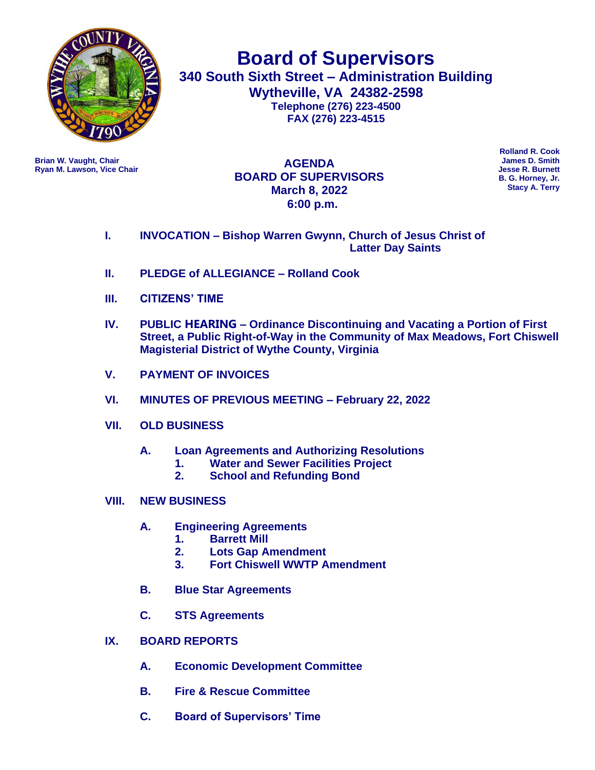# Board of Supervisors

**340 South Sixth Street – Administration Building**
**Wytheville, VA 24382-2598**
**Telephone (276) 223-4500**
**FAX (276) 223-4515**

**Brian W. Vaught, Chair**
**Ryan M. Lawson, Vice Chair**

**Rolland R. Cook**
**James D. Smith**
**Jesse R. Burnett**
**B. G. Horney, Jr.**
**Stacy A. Terry**

## AGENDA
## BOARD OF SUPERVISORS
## March 8, 2022
## 6:00 p.m.

**I. INVOCATION – Bishop Warren Gwynn, Church of Jesus Christ of Latter Day Saints**

**II. PLEDGE of ALLEGIANCE – Rolland Cook**

**III. CITIZENS' TIME**

**IV. PUBLIC HEARING – Ordinance Discontinuing and Vacating a Portion of First Street, a Public Right-of-Way in the Community of Max Meadows, Fort Chiswell Magisterial District of Wythe County, Virginia**

**V. PAYMENT OF INVOICES**

**VI. MINUTES OF PREVIOUS MEETING – February 22, 2022**

**VII. OLD BUSINESS**

- **A. Loan Agreements and Authorizing Resolutions**
  1. **Water and Sewer Facilities Project**
  2. **School and Refunding Bond**

**VIII. NEW BUSINESS**

- **A. Engineering Agreements**
  1. **Barrett Mill**
  2. **Lots Gap Amendment**
  3. **Fort Chiswell WWTP Amendment**
- **B. Blue Star Agreements**
- **C. STS Agreements**

**IX. BOARD REPORTS**

- **A. Economic Development Committee**
- **B. Fire & Rescue Committee**
- **C. Board of Supervisors' Time**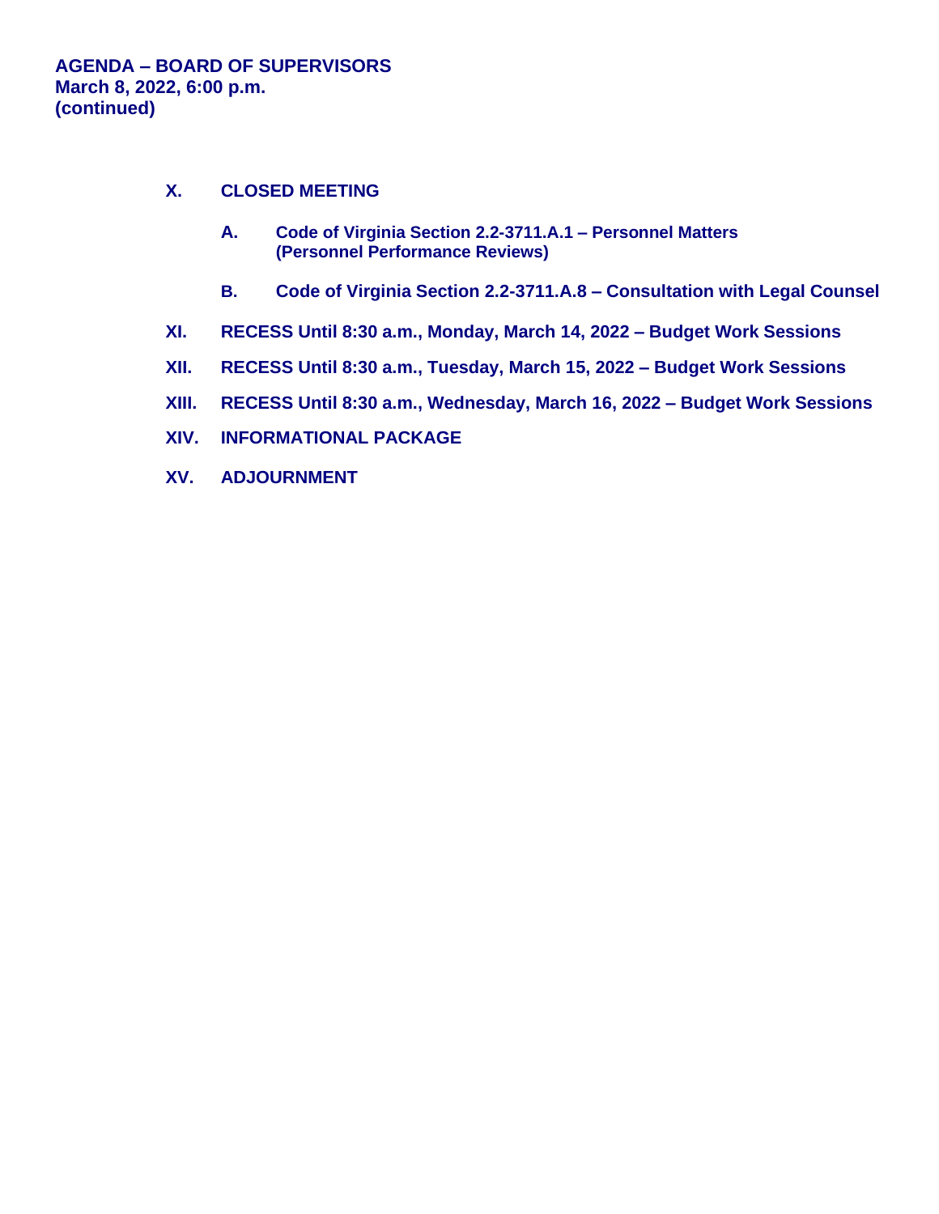**AGENDA – BOARD OF SUPERVISORS**
**March 8, 2022, 6:00 p.m.**
**(continued)**

**X. CLOSED MEETING**

- **A. Code of Virginia Section 2.2-3711.A.1 – Personnel Matters (Personnel Performance Reviews)**
- **B. Code of Virginia Section 2.2-3711.A.8 – Consultation with Legal Counsel**

**XI. RECESS Until 8:30 a.m., Monday, March 14, 2022 – Budget Work Sessions**

**XII. RECESS Until 8:30 a.m., Tuesday, March 15, 2022 – Budget Work Sessions**

**XIII. RECESS Until 8:30 a.m., Wednesday, March 16, 2022 – Budget Work Sessions**

**XIV. INFORMATIONAL PACKAGE**

**XV. ADJOURNMENT**